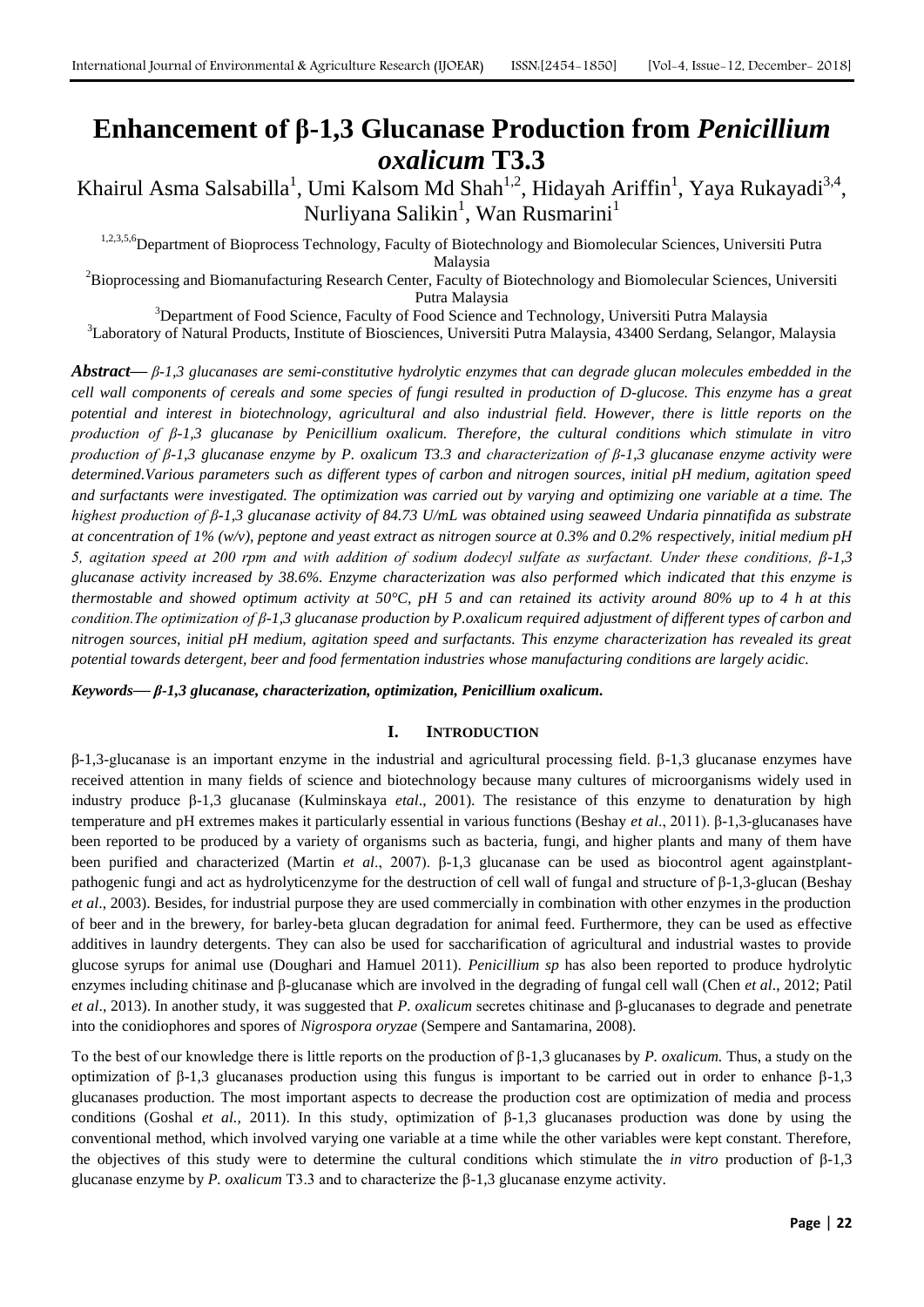# Enhancement of β-1,3 Glucanase Production from *Penicillium oxalicum* T3.3

Khairul Asma Salsabilla[1], Umi Kalsom Md Shah[1,2], Hidayah Ariffin[1], Yaya Rukayadi[3,4], Nurliyana Salikin[1], Wan Rusmarini[1]

[1,2,3,5,6]Department of Bioprocess Technology, Faculty of Biotechnology and Biomolecular Sciences, Universiti Putra Malaysia

[2]Bioprocessing and Biomanufacturing Research Center, Faculty of Biotechnology and Biomolecular Sciences, Universiti Putra Malaysia

[3]Department of Food Science, Faculty of Food Science and Technology, Universiti Putra Malaysia

[3]Laboratory of Natural Products, Institute of Biosciences, Universiti Putra Malaysia, 43400 Serdang, Selangor, Malaysia

***Abstract—*** *β-1,3 glucanases are semi-constitutive hydrolytic enzymes that can degrade glucan molecules embedded in the cell wall components of cereals and some species of fungi resulted in production of D-glucose. This enzyme has a great potential and interest in biotechnology, agricultural and also industrial field. However, there is little reports on the production of β-1,3 glucanase by Penicillium oxalicum. Therefore, the cultural conditions which stimulate in vitro production of β-1,3 glucanase enzyme by P. oxalicum T3.3 and characterization of β-1,3 glucanase enzyme activity were determined.Various parameters such as different types of carbon and nitrogen sources, initial pH medium, agitation speed and surfactants were investigated. The optimization was carried out by varying and optimizing one variable at a time. The highest production of β-1,3 glucanase activity of 84.73 U/mL was obtained using seaweed Undaria pinnatifida as substrate at concentration of 1% (w/v), peptone and yeast extract as nitrogen source at 0.3% and 0.2% respectively, initial medium pH 5, agitation speed at 200 rpm and with addition of sodium dodecyl sulfate as surfactant. Under these conditions, β-1,3 glucanase activity increased by 38.6%. Enzyme characterization was also performed which indicated that this enzyme is thermostable and showed optimum activity at 50°C, pH 5 and can retained its activity around 80% up to 4 h at this condition.The optimization of β-1,3 glucanase production by P.oxalicum required adjustment of different types of carbon and nitrogen sources, initial pH medium, agitation speed and surfactants. This enzyme characterization has revealed its great potential towards detergent, beer and food fermentation industries whose manufacturing conditions are largely acidic.*

***Keywords— β-1,3 glucanase, characterization, optimization, Penicillium oxalicum.***

## I. Introduction

β-1,3-glucanase is an important enzyme in the industrial and agricultural processing field. β-1,3 glucanase enzymes have received attention in many fields of science and biotechnology because many cultures of microorganisms widely used in industry produce β-1,3 glucanase (Kulminskaya *etal*., 2001). The resistance of this enzyme to denaturation by high temperature and pH extremes makes it particularly essential in various functions (Beshay *et al*., 2011). β-1,3-glucanases have been reported to be produced by a variety of organisms such as bacteria, fungi, and higher plants and many of them have been purified and characterized (Martin *et al*., 2007). β-1,3 glucanase can be used as biocontrol agent againstplant-pathogenic fungi and act as hydrolyticenzyme for the destruction of cell wall of fungal and structure of β-1,3-glucan (Beshay *et al*., 2003). Besides, for industrial purpose they are used commercially in combination with other enzymes in the production of beer and in the brewery, for barley-beta glucan degradation for animal feed. Furthermore, they can be used as effective additives in laundry detergents. They can also be used for saccharification of agricultural and industrial wastes to provide glucose syrups for animal use (Doughari and Hamuel 2011). *Penicillium sp* has also been reported to produce hydrolytic enzymes including chitinase and β-glucanase which are involved in the degrading of fungal cell wall (Chen *et al*., 2012; Patil *et al*., 2013). In another study, it was suggested that *P. oxalicum* secretes chitinase and β-glucanases to degrade and penetrate into the conidiophores and spores of *Nigrospora oryzae* (Sempere and Santamarina, 2008).

To the best of our knowledge there is little reports on the production of β-1,3 glucanases by *P. oxalicum.* Thus, a study on the optimization of β-1,3 glucanases production using this fungus is important to be carried out in order to enhance β-1,3 glucanases production. The most important aspects to decrease the production cost are optimization of media and process conditions (Goshal *et al.,* 2011). In this study, optimization of β-1,3 glucanases production was done by using the conventional method, which involved varying one variable at a time while the other variables were kept constant. Therefore, the objectives of this study were to determine the cultural conditions which stimulate the *in vitro* production of β-1,3 glucanase enzyme by *P. oxalicum* T3.3 and to characterize the β-1,3 glucanase enzyme activity.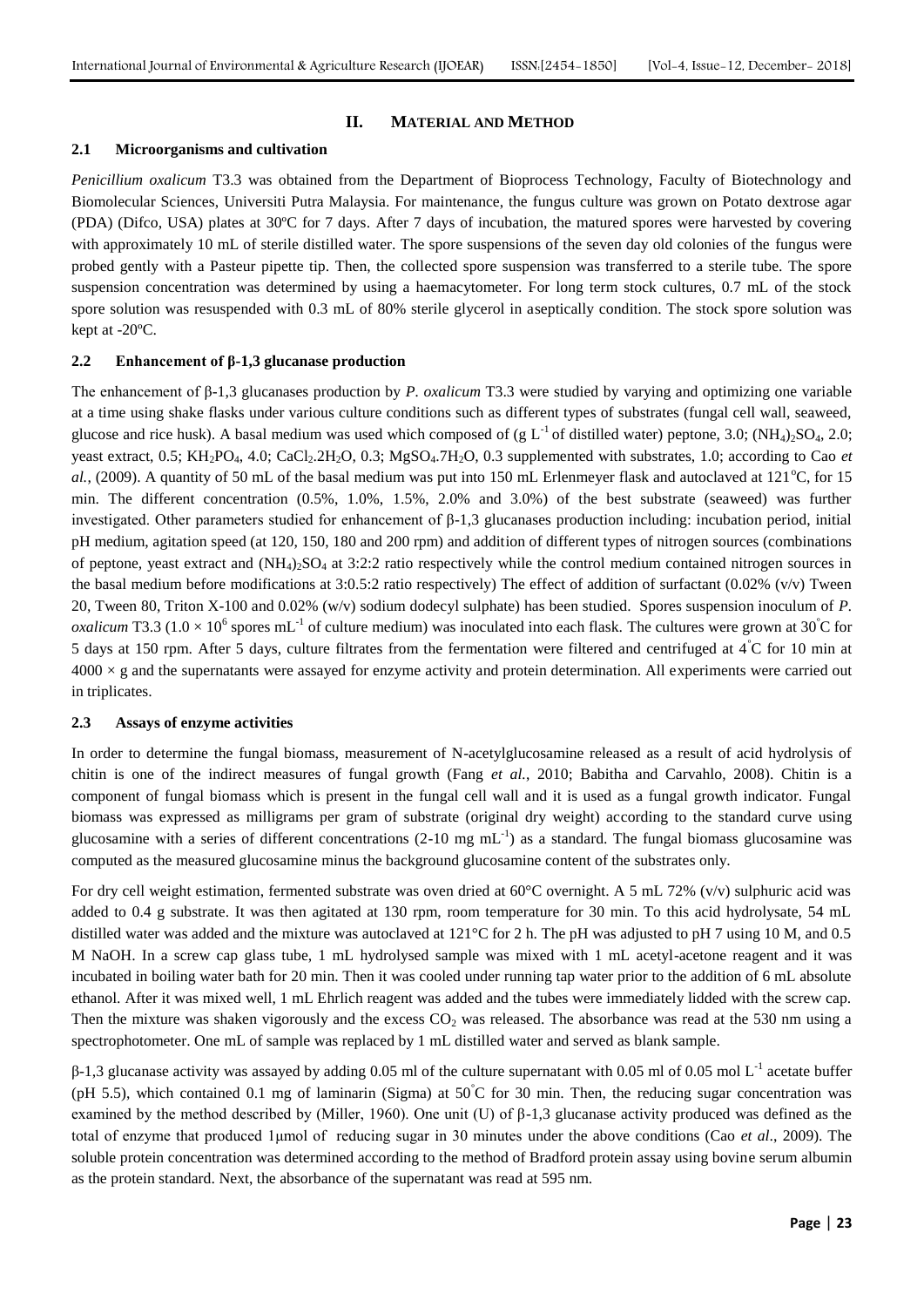## II. MATERIAL AND METHOD

### 2.1 Microorganisms and cultivation

*Penicillium oxalicum* T3.3 was obtained from the Department of Bioprocess Technology, Faculty of Biotechnology and Biomolecular Sciences, Universiti Putra Malaysia. For maintenance, the fungus culture was grown on Potato dextrose agar (PDA) (Difco, USA) plates at 30ºC for 7 days. After 7 days of incubation, the matured spores were harvested by covering with approximately 10 mL of sterile distilled water. The spore suspensions of the seven day old colonies of the fungus were probed gently with a Pasteur pipette tip. Then, the collected spore suspension was transferred to a sterile tube. The spore suspension concentration was determined by using a haemacytometer. For long term stock cultures, 0.7 mL of the stock spore solution was resuspended with 0.3 mL of 80% sterile glycerol in aseptically condition. The stock spore solution was kept at -20ºC.

### 2.2 Enhancement of β-1,3 glucanase production

The enhancement of β-1,3 glucanases production by *P. oxalicum* T3.3 were studied by varying and optimizing one variable at a time using shake flasks under various culture conditions such as different types of substrates (fungal cell wall, seaweed, glucose and rice husk). A basal medium was used which composed of (g $L^{-1}$ of distilled water) peptone, 3.0; $(NH_4)_2SO_4$, 2.0; yeast extract, 0.5; $KH_2PO_4$, 4.0; $CaCl_2.2H_2O$, 0.3; $MgSO_4.7H_2O$, 0.3 supplemented with substrates, 1.0; according to Cao *et al.*, (2009). A quantity of 50 mL of the basal medium was put into 150 mL Erlenmeyer flask and autoclaved at 121°C, for 15 min. The different concentration (0.5%, 1.0%, 1.5%, 2.0% and 3.0%) of the best substrate (seaweed) was further investigated. Other parameters studied for enhancement of β-1,3 glucanases production including: incubation period, initial pH medium, agitation speed (at 120, 150, 180 and 200 rpm) and addition of different types of nitrogen sources (combinations of peptone, yeast extract and $(NH_4)_2SO_4$ at 3:2:2 ratio respectively while the control medium contained nitrogen sources in the basal medium before modifications at 3:0.5:2 ratio respectively) The effect of addition of surfactant (0.02% (v/v) Tween 20, Tween 80, Triton X-100 and 0.02% (w/v) sodium dodecyl sulphate) has been studied. Spores suspension inoculum of *P. oxalicum* T3.3 ($1.0 \times 10^6$ spores $mL^{-1}$ of culture medium) was inoculated into each flask. The cultures were grown at 30°C for 5 days at 150 rpm. After 5 days, culture filtrates from the fermentation were filtered and centrifuged at 4°C for 10 min at $4000 \times g$ and the supernatants were assayed for enzyme activity and protein determination. All experiments were carried out in triplicates.

### 2.3 Assays of enzyme activities

In order to determine the fungal biomass, measurement of N-acetylglucosamine released as a result of acid hydrolysis of chitin is one of the indirect measures of fungal growth (Fang *et al.*, 2010; Babitha and Carvahlo, 2008). Chitin is a component of fungal biomass which is present in the fungal cell wall and it is used as a fungal growth indicator. Fungal biomass was expressed as milligrams per gram of substrate (original dry weight) according to the standard curve using glucosamine with a series of different concentrations (2-10 mg $mL^{-1}$) as a standard. The fungal biomass glucosamine was computed as the measured glucosamine minus the background glucosamine content of the substrates only.

For dry cell weight estimation, fermented substrate was oven dried at 60°C overnight. A 5 mL 72% (v/v) sulphuric acid was added to 0.4 g substrate. It was then agitated at 130 rpm, room temperature for 30 min. To this acid hydrolysate, 54 mL distilled water was added and the mixture was autoclaved at 121°C for 2 h. The pH was adjusted to pH 7 using 10 M, and 0.5 M NaOH. In a screw cap glass tube, 1 mL hydrolysed sample was mixed with 1 mL acetyl-acetone reagent and it was incubated in boiling water bath for 20 min. Then it was cooled under running tap water prior to the addition of 6 mL absolute ethanol. After it was mixed well, 1 mL Ehrlich reagent was added and the tubes were immediately lidded with the screw cap. Then the mixture was shaken vigorously and the excess $CO_2$ was released. The absorbance was read at the 530 nm using a spectrophotometer. One mL of sample was replaced by 1 mL distilled water and served as blank sample.

β-1,3 glucanase activity was assayed by adding 0.05 ml of the culture supernatant with 0.05 ml of 0.05 mol $L^{-1}$ acetate buffer (pH 5.5), which contained 0.1 mg of laminarin (Sigma) at 50°C for 30 min. Then, the reducing sugar concentration was examined by the method described by (Miller, 1960). One unit (U) of β-1,3 glucanase activity produced was defined as the total of enzyme that produced 1μmol of reducing sugar in 30 minutes under the above conditions (Cao *et al*., 2009). The soluble protein concentration was determined according to the method of Bradford protein assay using bovine serum albumin as the protein standard. Next, the absorbance of the supernatant was read at 595 nm.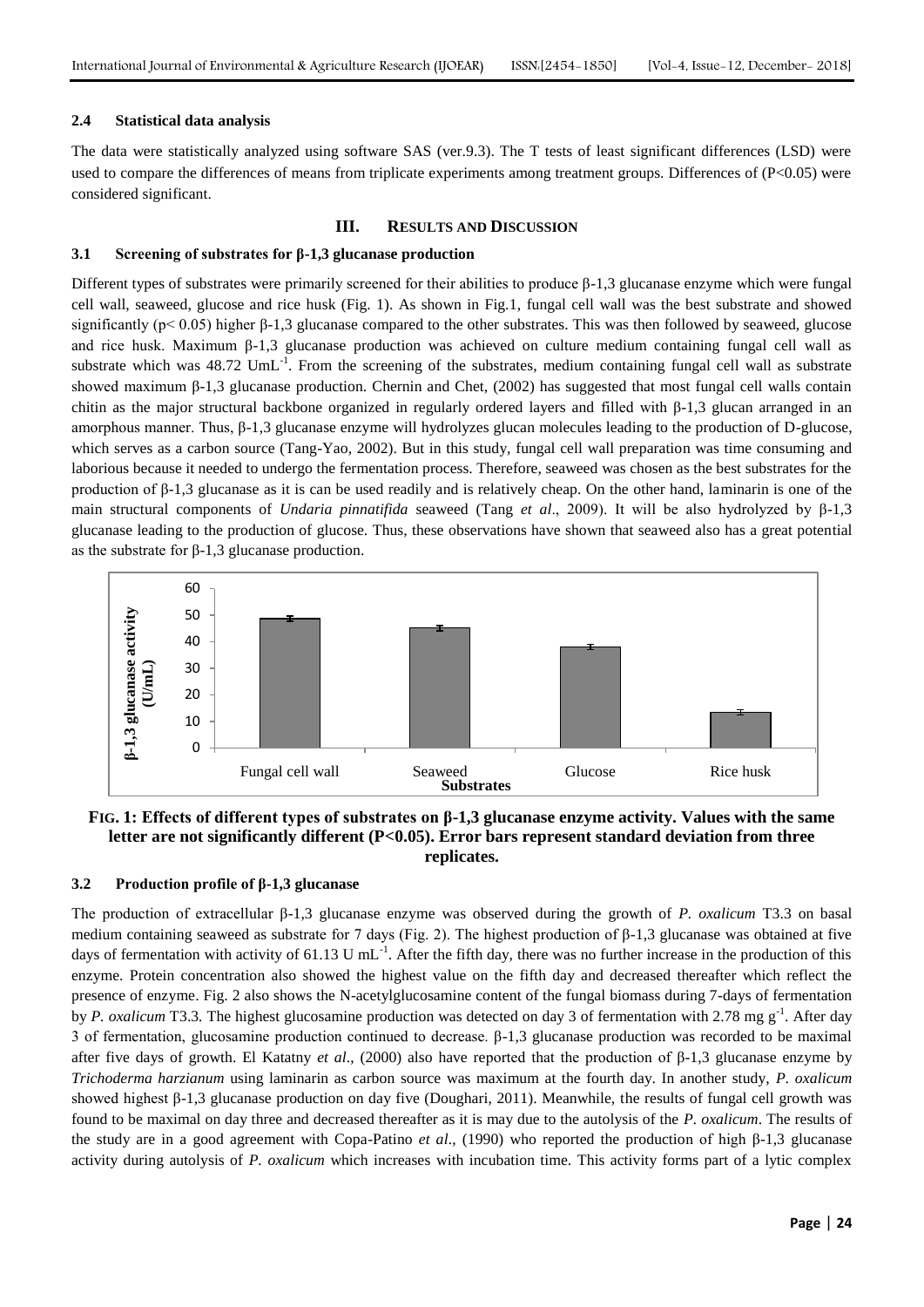### 2.4 Statistical data analysis

The data were statistically analyzed using software SAS (ver.9.3). The T tests of least significant differences (LSD) were used to compare the differences of means from triplicate experiments among treatment groups. Differences of ($P<0.05$) were considered significant.

## III. RESULTS AND DISCUSSION

### 3.1 Screening of substrates for β-1,3 glucanase production

Different types of substrates were primarily screened for their abilities to produce β-1,3 glucanase enzyme which were fungal cell wall, seaweed, glucose and rice husk (Fig. 1). As shown in Fig.1, fungal cell wall was the best substrate and showed significantly ($p< 0.05$) higher β-1,3 glucanase compared to the other substrates. This was then followed by seaweed, glucose and rice husk. Maximum β-1,3 glucanase production was achieved on culture medium containing fungal cell wall as substrate which was 48.72 $UmL^{-1}$. From the screening of the substrates, medium containing fungal cell wall as substrate showed maximum β-1,3 glucanase production. Chernin and Chet, (2002) has suggested that most fungal cell walls contain chitin as the major structural backbone organized in regularly ordered layers and filled with β-1,3 glucan arranged in an amorphous manner. Thus, β-1,3 glucanase enzyme will hydrolyzes glucan molecules leading to the production of D-glucose, which serves as a carbon source (Tang-Yao, 2002). But in this study, fungal cell wall preparation was time consuming and laborious because it needed to undergo the fermentation process. Therefore, seaweed was chosen as the best substrates for the production of β-1,3 glucanase as it is can be used readily and is relatively cheap. On the other hand, laminarin is one of the main structural components of *Undaria pinnatifida* seaweed (Tang *et al*., 2009). It will be also hydrolyzed by β-1,3 glucanase leading to the production of glucose. Thus, these observations have shown that seaweed also has a great potential as the substrate for β-1,3 glucanase production.

β-1,3 glucanase activity (U/mL)
60
50
40
30
20
10
0
Fungal cell wall
Seaweed
Glucose
Rice husk
Substrates

**FIG. 1: Effects of different types of substrates on β-1,3 glucanase enzyme activity. Values with the same letter are not significantly different (P<0.05). Error bars represent standard deviation from three replicates.**

### 3.2 Production profile of β-1,3 glucanase

The production of extracellular β-1,3 glucanase enzyme was observed during the growth of *P. oxalicum* T3.3 on basal medium containing seaweed as substrate for 7 days (Fig. 2). The highest production of β-1,3 glucanase was obtained at five days of fermentation with activity of 61.13 U $mL^{-1}$. After the fifth day, there was no further increase in the production of this enzyme. Protein concentration also showed the highest value on the fifth day and decreased thereafter which reflect the presence of enzyme. Fig. 2 also shows the N-acetylglucosamine content of the fungal biomass during 7-days of fermentation by *P. oxalicum* T3.3. The highest glucosamine production was detected on day 3 of fermentation with 2.78 mg $g^{-1}$. After day 3 of fermentation, glucosamine production continued to decrease. β-1,3 glucanase production was recorded to be maximal after five days of growth. El Katatny *et al*., (2000) also have reported that the production of β-1,3 glucanase enzyme by *Trichoderma harzianum* using laminarin as carbon source was maximum at the fourth day. In another study, *P. oxalicum* showed highest β-1,3 glucanase production on day five (Doughari, 2011). Meanwhile, the results of fungal cell growth was found to be maximal on day three and decreased thereafter as it is may due to the autolysis of the *P. oxalicum*. The results of the study are in a good agreement with Copa-Patino *et al*., (1990) who reported the production of high β-1,3 glucanase activity during autolysis of *P. oxalicum* which increases with incubation time. This activity forms part of a lytic complex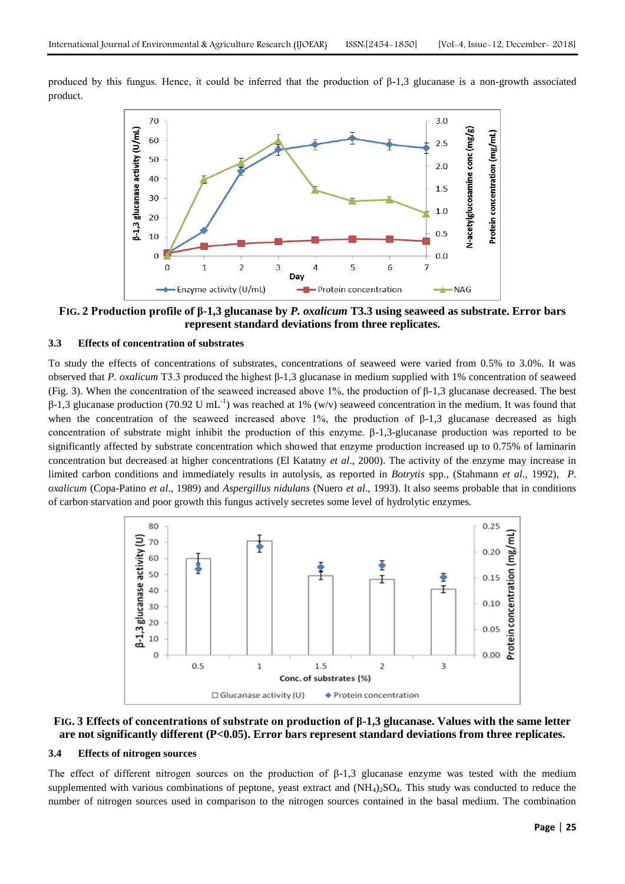produced by this fungus. Hence, it could be inferred that the production of β-1,3 glucanase is a non-growth associated product.

β-1,3 glucanase activity (U/mL)

70
60
50
40
30
20
10
0

3.0
2.5
2.0
1.5
1.0
0.5
0.0

N-acetylglucosamine conc (mg/g)

Protein concentration (mg/mL)

0 1 2 3 4 5 6 7

Day

Enzyme activity (U/mL) — Protein concentration — NAG

**FIG. 2 Production profile of β-1,3 glucanase by *P. oxalicum* T3.3 using seaweed as substrate. Error bars represent standard deviations from three replicates.**

### 3.3 Effects of concentration of substrates

To study the effects of concentrations of substrates, concentrations of seaweed were varied from 0.5% to 3.0%. It was observed that *P. oxalicum* T3.3 produced the highest β-1,3 glucanase in medium supplied with 1% concentration of seaweed (Fig. 3). When the concentration of the seaweed increased above 1%, the production of β-1,3 glucanase decreased. The best β-1,3 glucanase production (70.92 U $mL^{-1}$) was reached at 1% (w/v) seaweed concentration in the medium. It was found that when the concentration of the seaweed increased above 1%, the production of β-1,3 glucanase decreased as high concentration of substrate might inhibit the production of this enzyme. β-1,3-glucanase production was reported to be significantly affected by substrate concentration which showed that enzyme production increased up to 0.75% of laminarin concentration but decreased at higher concentrations (El Katatny *et al*., 2000). The activity of the enzyme may increase in limited carbon conditions and immediately results in autolysis, as reported in *Botrytis* spp., (Stahmann *et al*., 1992), *P. oxalicum* (Copa-Patino *et al*., 1989) and *Aspergillus nidulans* (Nuero *et al*., 1993). It also seems probable that in conditions of carbon starvation and poor growth this fungus actively secretes some level of hydrolytic enzymes.

β-1,3 glucanase activity (U)

80
70
60
50
40
30
20
10
0

0.25
0.20
0.15
0.10
0.05
0.00

Protein concentration (mg/mL)

0.5 1 1.5 2 3

Conc. of substrates (%)

Glucanase activity (U) — Protein concentration

**FIG. 3 Effects of concentrations of substrate on production of β-1,3 glucanase. Values with the same letter are not significantly different (P<0.05). Error bars represent standard deviations from three replicates.**

### 3.4 Effects of nitrogen sources

The effect of different nitrogen sources on the production of β-1,3 glucanase enzyme was tested with the medium supplemented with various combinations of peptone, yeast extract and $(NH_4)_2SO_4$. This study was conducted to reduce the number of nitrogen sources used in comparison to the nitrogen sources contained in the basal medium. The combination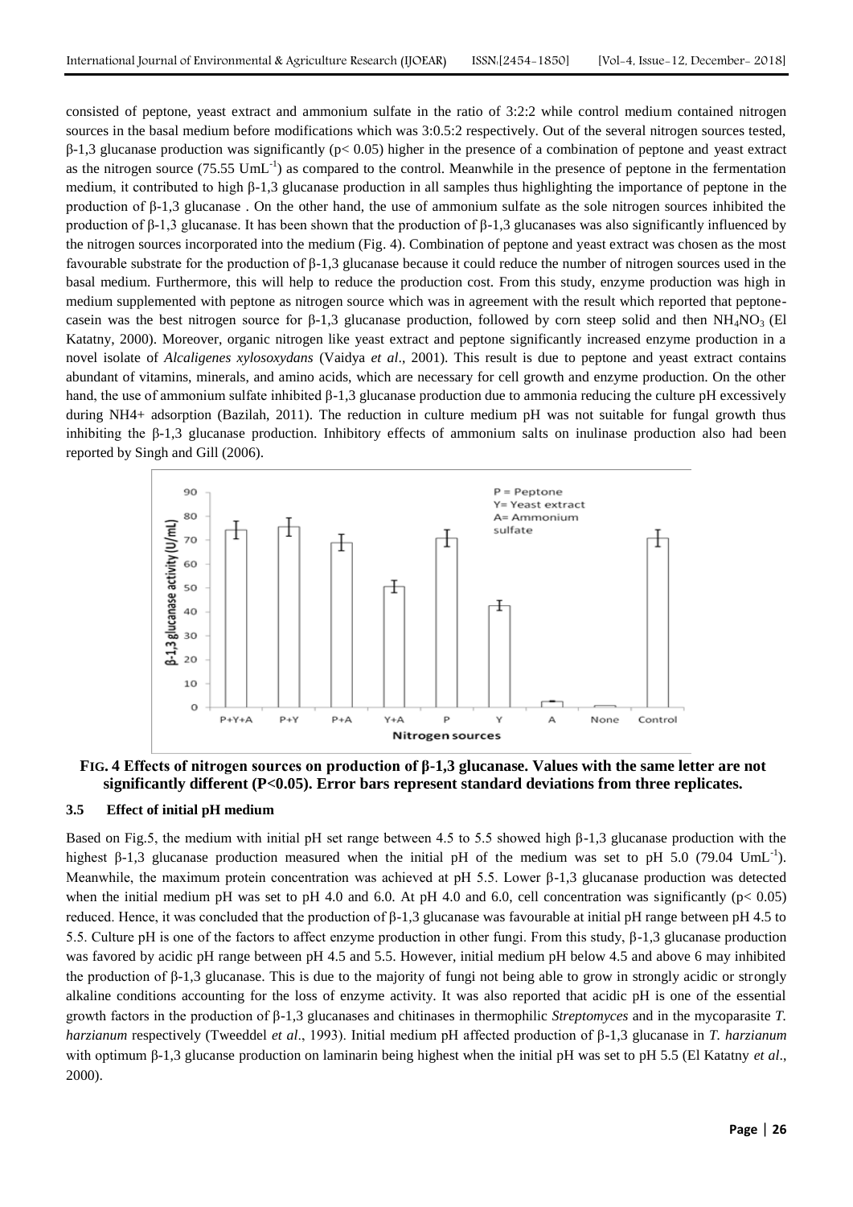consisted of peptone, yeast extract and ammonium sulfate in the ratio of 3:2:2 while control medium contained nitrogen sources in the basal medium before modifications which was 3:0.5:2 respectively. Out of the several nitrogen sources tested, β-1,3 glucanase production was significantly ($p< 0.05$) higher in the presence of a combination of peptone and yeast extract as the nitrogen source (75.55 $UmL^{-1}$) as compared to the control. Meanwhile in the presence of peptone in the fermentation medium, it contributed to high β-1,3 glucanase production in all samples thus highlighting the importance of peptone in the production of β-1,3 glucanase . On the other hand, the use of ammonium sulfate as the sole nitrogen sources inhibited the production of β-1,3 glucanase. It has been shown that the production of β-1,3 glucanases was also significantly influenced by the nitrogen sources incorporated into the medium (Fig. 4). Combination of peptone and yeast extract was chosen as the most favourable substrate for the production of β-1,3 glucanase because it could reduce the number of nitrogen sources used in the basal medium. Furthermore, this will help to reduce the production cost. From this study, enzyme production was high in medium supplemented with peptone as nitrogen source which was in agreement with the result which reported that peptone-casein was the best nitrogen source for β-1,3 glucanase production, followed by corn steep solid and then $NH_4NO_3$ (El Katatny, 2000). Moreover, organic nitrogen like yeast extract and peptone significantly increased enzyme production in a novel isolate of *Alcaligenes xylosoxydans* (Vaidya *et al*., 2001). This result is due to peptone and yeast extract contains abundant of vitamins, minerals, and amino acids, which are necessary for cell growth and enzyme production. On the other hand, the use of ammonium sulfate inhibited β-1,3 glucanase production due to ammonia reducing the culture pH excessively during $NH4+$ adsorption (Bazilah, 2011). The reduction in culture medium pH was not suitable for fungal growth thus inhibiting the β-1,3 glucanase production. Inhibitory effects of ammonium salts on inulinase production also had been reported by Singh and Gill (2006).

β-1,3 glucanase activity (U/mL)

0
10
20
30
40
50
60
70
80
90

P+Y+A
P+Y
P+A
Y+A
P
Y
A
None
Control

Nitrogen sources

P = Peptone
Y= Yeast extract
A= Ammonium sulfate

**FIG. 4 Effects of nitrogen sources on production of β-1,3 glucanase. Values with the same letter are not significantly different (P<0.05). Error bars represent standard deviations from three replicates.**

### 3.5 Effect of initial pH medium

Based on Fig.5, the medium with initial pH set range between 4.5 to 5.5 showed high β-1,3 glucanase production with the highest β-1,3 glucanase production measured when the initial pH of the medium was set to pH 5.0 (79.04 $UmL^{-1}$). Meanwhile, the maximum protein concentration was achieved at pH 5.5. Lower β-1,3 glucanase production was detected when the initial medium pH was set to pH 4.0 and 6.0. At pH 4.0 and 6.0, cell concentration was significantly ($p< 0.05$) reduced. Hence, it was concluded that the production of β-1,3 glucanase was favourable at initial pH range between pH 4.5 to 5.5. Culture pH is one of the factors to affect enzyme production in other fungi. From this study, β-1,3 glucanase production was favored by acidic pH range between pH 4.5 and 5.5. However, initial medium pH below 4.5 and above 6 may inhibited the production of β-1,3 glucanase. This is due to the majority of fungi not being able to grow in strongly acidic or strongly alkaline conditions accounting for the loss of enzyme activity. It was also reported that acidic pH is one of the essential growth factors in the production of β-1,3 glucanases and chitinases in thermophilic *Streptomyces* and in the mycoparasite *T. harzianum* respectively (Tweeddel *et al*., 1993). Initial medium pH affected production of β-1,3 glucanase in *T. harzianum* with optimum β-1,3 glucanse production on laminarin being highest when the initial pH was set to pH 5.5 (El Katatny *et al*., 2000).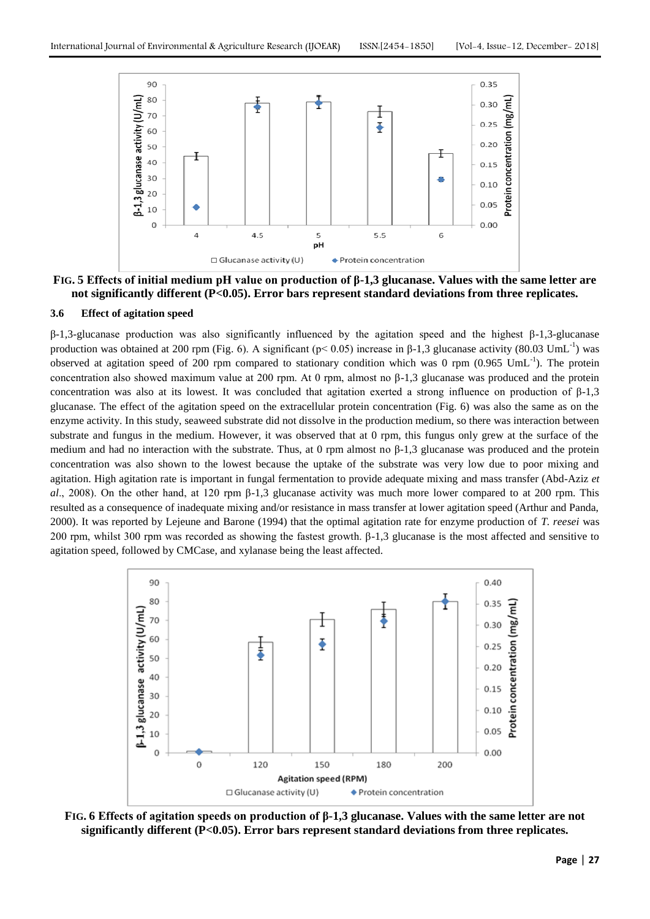90
80
70
60
50
40
30
20
10
0

β-1,3 glucanase activity (U/mL)

0.35
0.30
0.25
0.20
0.15
0.10
0.05
0.00

Protein concentration (mg/mL)

4
4.5
5
5.5
6

pH

□ Glucanase activity (U)
◆ Protein concentration

**FIG. 5 Effects of initial medium pH value on production of β-1,3 glucanase. Values with the same letter are not significantly different (P<0.05). Error bars represent standard deviations from three replicates.**

### 3.6 Effect of agitation speed

β-1,3-glucanase production was also significantly influenced by the agitation speed and the highest β-1,3-glucanase production was obtained at 200 rpm (Fig. 6). A significant ($p < 0.05$) increase in β-1,3 glucanase activity (80.03 $UmL^{-1}$) was observed at agitation speed of 200 rpm compared to stationary condition which was 0 rpm (0.965 $UmL^{-1}$). The protein concentration also showed maximum value at 200 rpm. At 0 rpm, almost no β-1,3 glucanase was produced and the protein concentration was also at its lowest. It was concluded that agitation exerted a strong influence on production of β-1,3 glucanase. The effect of the agitation speed on the extracellular protein concentration (Fig. 6) was also the same as on the enzyme activity. In this study, seaweed substrate did not dissolve in the production medium, so there was interaction between substrate and fungus in the medium. However, it was observed that at 0 rpm, this fungus only grew at the surface of the medium and had no interaction with the substrate. Thus, at 0 rpm almost no β-1,3 glucanase was produced and the protein concentration was also shown to the lowest because the uptake of the substrate was very low due to poor mixing and agitation. High agitation rate is important in fungal fermentation to provide adequate mixing and mass transfer (Abd-Aziz *et al*., 2008). On the other hand, at 120 rpm β-1,3 glucanase activity was much more lower compared to at 200 rpm. This resulted as a consequence of inadequate mixing and/or resistance in mass transfer at lower agitation speed (Arthur and Panda, 2000). It was reported by Lejeune and Barone (1994) that the optimal agitation rate for enzyme production of *T. reesei* was 200 rpm, whilst 300 rpm was recorded as showing the fastest growth. β-1,3 glucanase is the most affected and sensitive to agitation speed, followed by CMCase, and xylanase being the least affected.

90
80
70
60
50
40
30
20
10
0

β-1,3 glucanase activity (U/mL)

0.40
0.35
0.30
0.25
0.20
0.15
0.10
0.05
0.00

Protein concentration (mg/mL)

0
120
150
180
200

Agitation speed (RPM)

□ Glucanase activity (U)
◆ Protein concentration

**FIG. 6 Effects of agitation speeds on production of β-1,3 glucanase. Values with the same letter are not significantly different (P<0.05). Error bars represent standard deviations from three replicates.**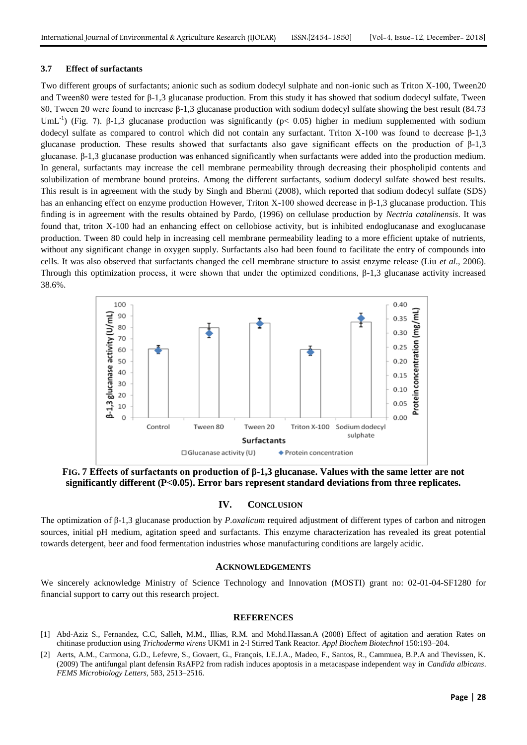### 3.7 Effect of surfactants

Two different groups of surfactants; anionic such as sodium dodecyl sulphate and non-ionic such as Triton X-100, Tween20 and Tween80 were tested for β-1,3 glucanase production. From this study it has showed that sodium dodecyl sulfate, Tween 80, Tween 20 were found to increase β-1,3 glucanase production with sodium dodecyl sulfate showing the best result (84.73 $UmL^{-1}$) (Fig. 7). β-1,3 glucanase production was significantly ($p< 0.05$) higher in medium supplemented with sodium dodecyl sulfate as compared to control which did not contain any surfactant. Triton X-100 was found to decrease β-1,3 glucanase production. These results showed that surfactants also gave significant effects on the production of β-1,3 glucanase. β-1,3 glucanase production was enhanced significantly when surfactants were added into the production medium. In general, surfactants may increase the cell membrane permeability through decreasing their phospholipid contents and solubilization of membrane bound proteins. Among the different surfactants, sodium dodecyl sulfate showed best results. This result is in agreement with the study by Singh and Bhermi (2008), which reported that sodium dodecyl sulfate (SDS) has an enhancing effect on enzyme production However, Triton X-100 showed decrease in β-1,3 glucanase production. This finding is in agreement with the results obtained by Pardo, (1996) on cellulase production by *Nectria catalinensis*. It was found that, triton X-100 had an enhancing effect on cellobiose activity, but is inhibited endoglucanase and exoglucanase production. Tween 80 could help in increasing cell membrane permeability leading to a more efficient uptake of nutrients, without any significant change in oxygen supply. Surfactants also had been found to facilitate the entry of compounds into cells. It was also observed that surfactants changed the cell membrane structure to assist enzyme release (Liu *et al*., 2006). Through this optimization process, it were shown that under the optimized conditions, β-1,3 glucanase activity increased 38.6%.

β-1,3 glucanase activity (U/mL)
Protein concentration (mg/mL)
100
90
80
70
60
50
40
30
20
10
0
0.40
0.35
0.30
0.25
0.20
0.15
0.10
0.05
0.00
Control
Tween 80
Tween 20
Triton X-100
Sodium dodecyl sulphate
Surfactants
Glucanase activity (U)
Protein concentration

**FIG. 7 Effects of surfactants on production of β-1,3 glucanase. Values with the same letter are not significantly different (P<0.05). Error bars represent standard deviations from three replicates.**

## IV. CONCLUSION

The optimization of β-1,3 glucanase production by *P.oxalicum* required adjustment of different types of carbon and nitrogen sources, initial pH medium, agitation speed and surfactants. This enzyme characterization has revealed its great potential towards detergent, beer and food fermentation industries whose manufacturing conditions are largely acidic.

## ACKNOWLEDGEMENTS

We sincerely acknowledge Ministry of Science Technology and Innovation (MOSTI) grant no: 02-01-04-SF1280 for financial support to carry out this research project.

## REFERENCES

[1] Abd-Aziz S., Fernandez, C.C, Salleh, M.M., Illias, R.M. and Mohd.Hassan.A (2008) Effect of agitation and aeration Rates on chitinase production using *Trichoderma virens* UKM1 in 2-l Stirred Tank Reactor. *Appl Biochem Biotechnol* 150:193–204.

[2] Aerts, A.M., Carmona, G.D., Lefevre, S., Govaert, G., François, I.E.J.A., Madeo, F., Santos, R., Cammuea, B.P.A and Thevissen, K. (2009) The antifungal plant defensin RsAFP2 from radish induces apoptosis in a metacaspase independent way in *Candida albicans*. *FEMS Microbiology Letters*, 583, 2513–2516.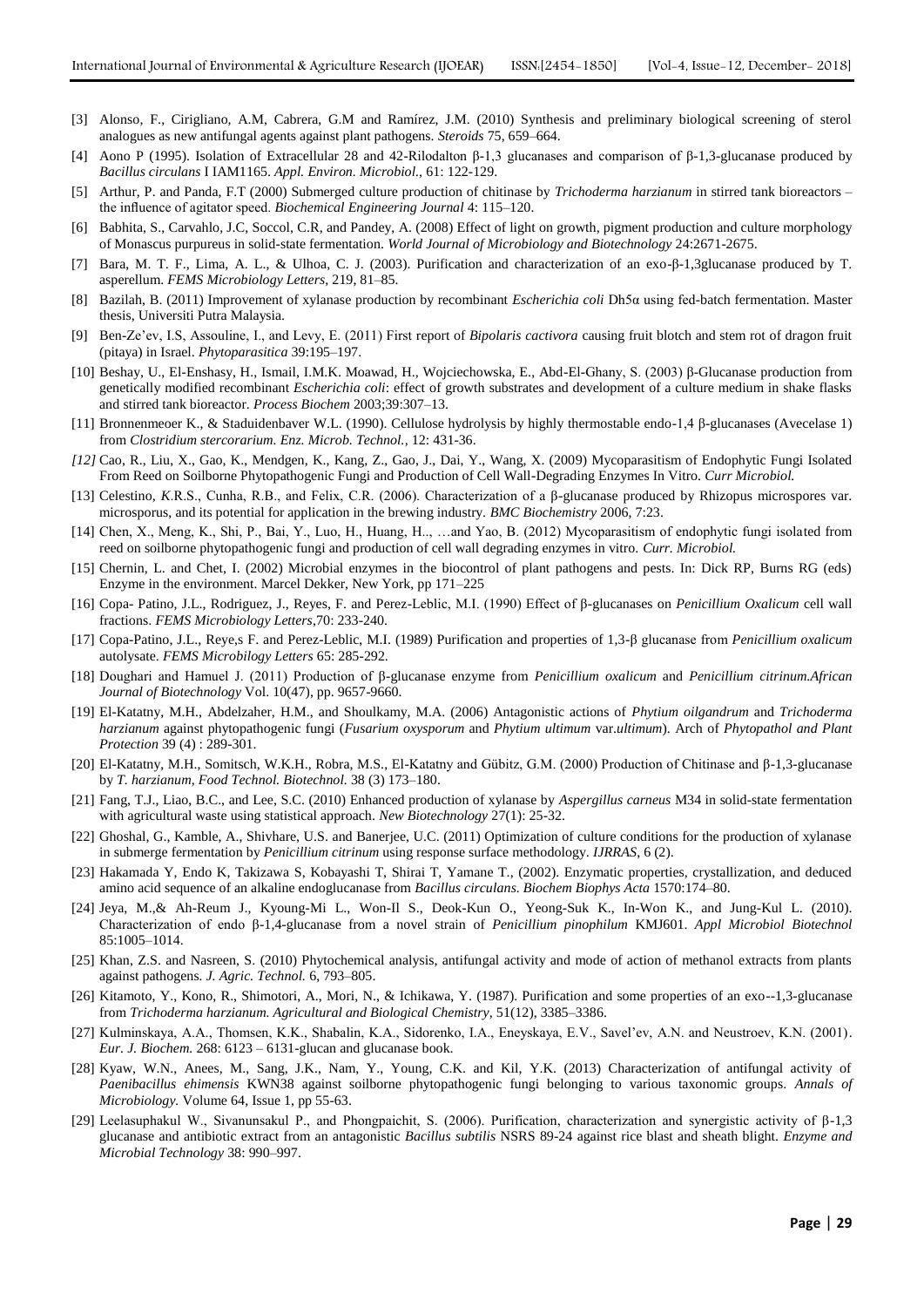[3] Alonso, F., Cirigliano, A.M, Cabrera, G.M and Ramírez, J.M. (2010) Synthesis and preliminary biological screening of sterol analogues as new antifungal agents against plant pathogens. *Steroids* 75, 659–664.

[4] Aono P (1995). Isolation of Extracellular 28 and 42-Rilodalton β-1,3 glucanases and comparison of β-1,3-glucanase produced by *Bacillus circulans* I IAM1165. *Appl. Environ. Microbiol.*, 61: 122-129.

[5] Arthur, P. and Panda, F.T (2000) Submerged culture production of chitinase by *Trichoderma harzianum* in stirred tank bioreactors – the influence of agitator speed. *Biochemical Engineering Journal* 4: 115–120.

[6] Babhita, S., Carvahlo, J.C, Soccol, C.R, and Pandey, A. (2008) Effect of light on growth, pigment production and culture morphology of Monascus purpureus in solid-state fermentation. *World Journal of Microbiology and Biotechnology* 24:2671-2675.

[7] Bara, M. T. F., Lima, A. L., & Ulhoa, C. J. (2003). Purification and characterization of an exo-β-1,3glucanase produced by T. asperellum. *FEMS Microbiology Letters*, 219, 81–85.

[8] Bazilah, B. (2011) Improvement of xylanase production by recombinant *Escherichia coli* Dh5α using fed-batch fermentation. Master thesis, Universiti Putra Malaysia.

[9] Ben-Ze'ev, I.S, Assouline, I., and Levy, E. (2011) First report of *Bipolaris cactivora* causing fruit blotch and stem rot of dragon fruit (pitaya) in Israel. *Phytoparasitica* 39:195–197.

[10] Beshay, U., El-Enshasy, H., Ismail, I.M.K. Moawad, H., Wojciechowska, E., Abd-El-Ghany, S. (2003) β-Glucanase production from genetically modified recombinant *Escherichia coli*: effect of growth substrates and development of a culture medium in shake flasks and stirred tank bioreactor. *Process Biochem* 2003;39:307–13.

[11] Bronnenmeoer K., & Staduidenbaver W.L. (1990). Cellulose hydrolysis by highly thermostable endo-1,4 β-glucanases (Avecelase 1) from *Clostridium stercorarium. Enz. Microb. Technol.*, 12: 431-36.

*[12]* Cao, R., Liu, X., Gao, K., Mendgen, K., Kang, Z., Gao, J., Dai, Y., Wang, X. (2009) Mycoparasitism of Endophytic Fungi Isolated From Reed on Soilborne Phytopathogenic Fungi and Production of Cell Wall-Degrading Enzymes In Vitro. *Curr Microbiol.*

[13] Celestino, *K*.R.S., Cunha, R.B., and Felix, C.R. (2006). Characterization of a β-glucanase produced by Rhizopus microspores var. microsporus, and its potential for application in the brewing industry. *BMC Biochemistry* 2006, 7:23.

[14] Chen, X., Meng, K., Shi, P., Bai, Y., Luo, H., Huang, H.., …and Yao, B. (2012) Mycoparasitism of endophytic fungi isolated from reed on soilborne phytopathogenic fungi and production of cell wall degrading enzymes in vitro. *Curr. Microbiol.*

[15] Chernin, L. and Chet, I. (2002) Microbial enzymes in the biocontrol of plant pathogens and pests. In: Dick RP, Burns RG (eds) Enzyme in the environment. Marcel Dekker, New York, pp 171–225

[16] Copa- Patino, J.L., Rodriguez, J., Reyes, F. and Perez-Leblic, M.I. (1990) Effect of β-glucanases on *Penicillium Oxalicum* cell wall fractions. *FEMS Microbiology Letters*,70: 233-240.

[17] Copa-Patino, J.L., Reye,s F. and Perez-Leblic, M.I. (1989) Purification and properties of 1,3-β glucanase from *Penicillium oxalicum* autolysate. *FEMS Microbilogy Letters* 65: 285-292.

[18] Doughari and Hamuel J. (2011) Production of β-glucanase enzyme from *Penicillium oxalicum* and *Penicillium citrinum.African Journal of Biotechnology* Vol. 10(47), pp. 9657-9660.

[19] El-Katatny, M.H., Abdelzaher, H.M., and Shoulkamy, M.A. (2006) Antagonistic actions of *Phytium oilgandrum* and *Trichoderma harzianum* against phytopathogenic fungi (*Fusarium oxysporum* and *Phytium ultimum* var.*ultimum*). Arch of *Phytopathol and Plant Protection* 39 (4) : 289-301.

[20] El-Katatny, M.H., Somitsch, W.K.H., Robra, M.S., El-Katatny and Gübitz, G.M. (2000) Production of Chitinase and β-1,3-glucanase by *T. harzianum, Food Technol. Biotechnol.* 38 (3) 173–180.

[21] Fang, T.J., Liao, B.C., and Lee, S.C. (2010) Enhanced production of xylanase by *Aspergillus carneus* M34 in solid-state fermentation with agricultural waste using statistical approach. *New Biotechnology* 27(1): 25-32.

[22] Ghoshal, G., Kamble, A., Shivhare, U.S. and Banerjee, U.C. (2011) Optimization of culture conditions for the production of xylanase in submerge fermentation by *Penicillium citrinum* using response surface methodology. *IJRRAS*, 6 (2).

[23] Hakamada Y, Endo K, Takizawa S, Kobayashi T, Shirai T, Yamane T., (2002). Enzymatic properties, crystallization, and deduced amino acid sequence of an alkaline endoglucanase from *Bacillus circulans. Biochem Biophys Acta* 1570:174–80.

[24] Jeya, M.,& Ah-Reum J., Kyoung-Mi L., Won-Il S., Deok-Kun O., Yeong-Suk K., In-Won K., and Jung-Kul L. (2010). Characterization of endo β-1,4-glucanase from a novel strain of *Penicillium pinophilum* KMJ601. *Appl Microbiol Biotechnol* 85:1005–1014.

[25] Khan, Z.S. and Nasreen, S. (2010) Phytochemical analysis, antifungal activity and mode of action of methanol extracts from plants against pathogens*. J. Agric. Technol.* 6, 793–805.

[26] Kitamoto, Y., Kono, R., Shimotori, A., Mori, N., & Ichikawa, Y. (1987). Purification and some properties of an exo--1,3-glucanase from *Trichoderma harzianum. Agricultural and Biological Chemistry*, 51(12), 3385–3386.

[27] Kulminskaya, A.A., Thomsen, K.K., Shabalin, K.A., Sidorenko, I.A., Eneyskaya, E.V., Savel'ev, A.N. and Neustroev, K.N. (2001). *Eur. J. Biochem.* 268: 6123 – 6131-glucan and glucanase book.

[28] Kyaw, W.N., Anees, M., Sang, J.K., Nam, Y., Young, C.K. and Kil, Y.K. (2013) Characterization of antifungal activity of *Paenibacillus ehimensis* KWN38 against soilborne phytopathogenic fungi belonging to various taxonomic groups. *Annals of Microbiology.* Volume 64, Issue 1, pp 55-63.

[29] Leelasuphakul W., Sivanunsakul P., and Phongpaichit, S. (2006). Purification, characterization and synergistic activity of β-1,3 glucanase and antibiotic extract from an antagonistic *Bacillus subtilis* NSRS 89-24 against rice blast and sheath blight. *Enzyme and Microbial Technology* 38: 990–997.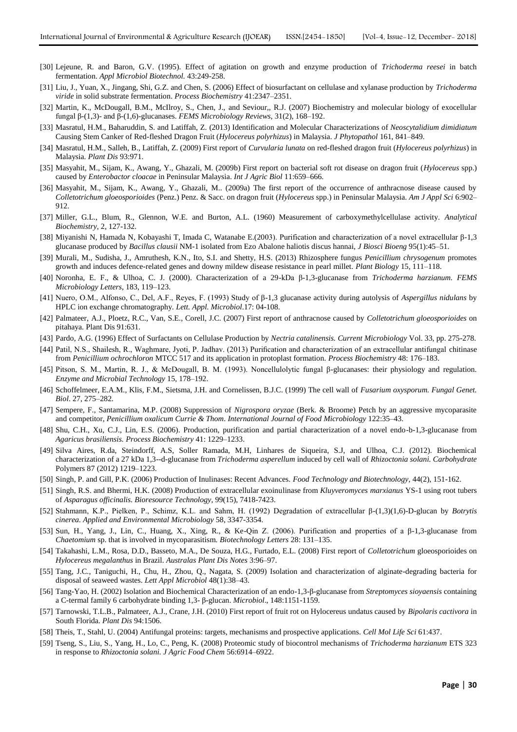[30] Lejeune, R. and Baron, G.V. (1995). Effect of agitation on growth and enzyme production of *Trichoderma reesei* in batch fermentation. *Appl Microbiol Biotechnol.* 43:249-258.

[31] Liu, J., Yuan, X., Jingang, Shi, G.Z. and Chen, S. (2006) Effect of biosurfactant on cellulase and xylanase production by *Trichoderma viride* in solid substrate fermentation. *Process Biochemistry* 41:2347–2351.

[32] Martin, K., McDougall, B.M., McIlroy, S., Chen, J., and Seviour,, R.J. (2007) Biochemistry and molecular biology of exocellular fungal β-(1,3)- and β-(1,6)-glucanases. *FEMS Microbiology Reviews*, 31(2), 168–192.

[33] Masratul, H.M., Baharuddin, S. and Latiffah, Z. (2013) Identification and Molecular Characterizations of *Neoscytalidium dimidiatum* Causing Stem Canker of Red-fleshed Dragon Fruit (*Hylocereus polyrhizus*) in Malaysia. *J Phytopathol* 161, 841–849.

[34] Masratul, H.M., Salleh, B., Latiffah, Z. (2009) First report of *Curvularia lunata* on red-fleshed dragon fruit (*Hylocereus polyrhizus*) in Malaysia. *Plant Dis* 93:971.

[35] Masyahit, M., Sijam, K., Awang, Y., Ghazali, M. (2009b) First report on bacterial soft rot disease on dragon fruit (*Hylocereus* spp.) caused by *Enterobactor cloacae* in Peninsular Malaysia. *Int J Agric Biol* 11:659–666.

[36] Masyahit, M., Sijam, K., Awang, Y., Ghazali, M.. (2009a) The first report of the occurrence of anthracnose disease caused by *Colletotrichum gloeosporioides* (Penz.) Penz. & Sacc. on dragon fruit (*Hylocereus* spp.) in Peninsular Malaysia. *Am J Appl Sci* 6:902–912.

[37] Miller, G.L., Blum, R., Glennon, W.E. and Burton, A.L. (1960) Measurement of carboxymethylcellulase activity. *Analytical Biochemistry*, 2, 127-132.

[38] Miyanishi N, Hamada N, Kobayashi T, Imada C, Watanabe E.(2003). Purification and characterization of a novel extracellular β-1,3 glucanase produced by *Bacillus clausii* NM-1 isolated from Ezo Abalone haliotis discus hannai, *J Biosci Bioeng* 95(1):45–51.

[39] Murali, M., Sudisha, J., Amruthesh, K.N., Ito, S.I. and Shetty, H.S. (2013) Rhizosphere fungus *Penicillium chrysogenum* promotes growth and induces defence-related genes and downy mildew disease resistance in pearl millet. *Plant Biology* 15, 111–118.

[40] Noronha, E. F., & Ulhoa, C. J. (2000). Characterization of a 29-kDa β-1,3-glucanase from *Trichoderma harzianum*. *FEMS Microbiology Letters*, 183, 119–123.

[41] Nuero, O.M., Alfonso, C., Del, A.F., Reyes, F. (1993) Study of β-1,3 glucanase activity during autolysis of *Aspergillus nidulans* by HPLC ion exchange chromatography. *Lett. Appl. Microbiol*.17: 04-108.

[42] Palmateer, A.J., Ploetz, R.C., Van, S.E., Corell, J.C. (2007) First report of anthracnose caused by *Colletotrichum gloeosporioides* on pitahaya. Plant Dis 91:631.

[43] Pardo, A.G. (1996) Effect of Surfactants on Cellulase Production by *Nectria catalinensis. Current Microbiology* Vol. 33, pp. 275-278.

[44] Patil, N.S., Shailesh, R., Waghmare, Jyoti, P. Jadhav. (2013) Purification and characterization of an extracellular antifungal chitinase from *Penicillium ochrochloron* MTCC 517 and its application in protoplast formation. *Process Biochemistry* 48: 176–183.

[45] Pitson, S. M., Martin, R. J., & McDougall, B. M. (1993). Noncellulolytic fungal β-glucanases: their physiology and regulation. *Enzyme and Microbial Technology* 15, 178–192.

[46] Schoffelmeer, E.A.M., Klis, F.M., Sietsma, J.H. and Cornelissen, B.J.C. (1999) The cell wall of *Fusarium oxysporum. Fungal Genet. Biol*. 27, 275–282.

[47] Sempere, F., Santamarina, M.P. (2008) Suppression of *Nigrospora oryzae* (Berk. & Broome) Petch by an aggressive mycoparasite and competitor, *Penicillium oxalicum Currie & Thom*. *International Journal of Food Microbiology* 122:35–43.

[48] Shu, C.H., Xu, C.J., Lin, E.S. (2006). Production, purification and partial characterization of a novel endo-b-1,3-glucanase from *Agaricus brasiliensis. Process Biochemistry* 41: 1229–1233.

[49] Silva Aires, R.da, Steindorff, A.S, Soller Ramada, M.H, Linhares de Siqueira, S.J, and Ulhoa, C.J. (2012). Biochemical characterization of a 27 kDa 1,3--d-glucanase from *Trichoderma asperellum* induced by cell wall of *Rhizoctonia solani. Carbohydrate* Polymers 87 (2012) 1219–1223.

[50] Singh, P. and Gill, P.K. (2006) Production of Inulinases: Recent Advances. *Food Technology and Biotechnology*, 44(2), 151-162.

[51] Singh, R.S. and Bhermi, H.K. (2008) Production of extracellular exoinulinase from *Kluyveromyces marxianus* YS-1 using root tubers of *Asparagus officinalis. Bioresource Technology*, 99(15), 7418-7423.

[52] Stahmann, K.P., Pielken, P., Schimz, K.L. and Sahm, H. (1992) Degradation of extracellular β-(1,3)(1,6)-D-glucan by *Botrytis cinerea*. *Applied and Environmental Microbiology* 58, 3347-3354.

[53] Sun, H., Yang, J., Lin, C., Huang, X., Xing, R., & Ke-Qin Z. (2006). Purification and properties of a β-1,3-glucanase from *Chaetomium* sp. that is involved in mycoparasitism. *Biotechnology Letters* 28: 131–135.

[54] Takahashi, L.M., Rosa, D.D., Basseto, M.A., De Souza, H.G., Furtado, E.L. (2008) First report of *Colletotrichum* gloeosporioides on *Hylocereus megalanthus* in Brazil. *Australas Plant Dis Notes* 3:96–97.

[55] Tang, J.C., Taniguchi, H., Chu, H., Zhou, Q., Nagata, S. (2009) Isolation and characterization of alginate-degrading bacteria for disposal of seaweed wastes. *Lett Appl Microbiol* 48(1):38–43.

[56] Tang-Yao, H. (2002) Isolation and Biochemical Characterization of an endo-1,3-β-glucanase from *Streptomyces sioyaensis* containing a C-termal family 6 carbohydrate binding 1,3- β-glucan. *Microbiol*., 148:1151-1159.

[57] Tarnowski, T.L.B., Palmateer, A.J., Crane, J.H. (2010) First report of fruit rot on Hylocereus undatus caused by *Bipolaris cactivora* in South Florida. *Plant Dis* 94:1506.

[58] Theis, T., Stahl, U. (2004) Antifungal proteins: targets, mechanisms and prospective applications. *Cell Mol Life Sci* 61:437.

[59] Tseng, S., Liu, S., Yang, H., Lo, C., Peng, K. (2008) Proteomic study of biocontrol mechanisms of *Trichoderma harzianum* ETS 323 in response to *Rhizoctonia solani. J Agric Food Chem* 56:6914–6922.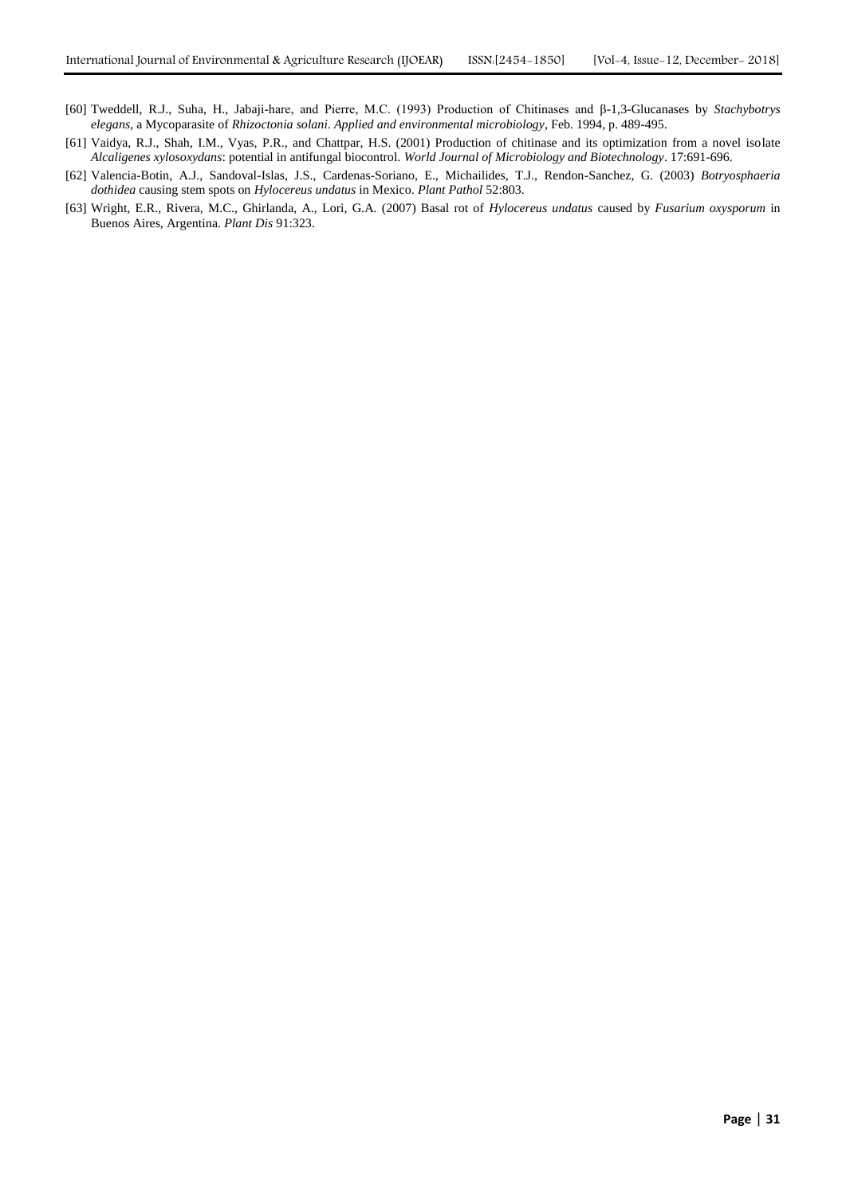[60] Tweddell, R.J., Suha, H., Jabaji-hare, and Pierre, M.C. (1993) Production of Chitinases and β-1,3-Glucanases by *Stachybotrys elegans*, a Mycoparasite of *Rhizoctonia solani*. *Applied and environmental microbiology*, Feb. 1994, p. 489-495.

[61] Vaidya, R.J., Shah, I.M., Vyas, P.R., and Chattpar, H.S. (2001) Production of chitinase and its optimization from a novel isolate *Alcaligenes xylosoxydans*: potential in antifungal biocontrol. *World Journal of Microbiology and Biotechnology*. 17:691-696.

[62] Valencia-Botin, A.J., Sandoval-Islas, J.S., Cardenas-Soriano, E., Michailides, T.J., Rendon-Sanchez, G. (2003) *Botryosphaeria dothidea* causing stem spots on *Hylocereus undatus* in Mexico. *Plant Pathol* 52:803.

[63] Wright, E.R., Rivera, M.C., Ghirlanda, A., Lori, G.A. (2007) Basal rot of *Hylocereus undatus* caused by *Fusarium oxysporum* in Buenos Aires, Argentina. *Plant Dis* 91:323.